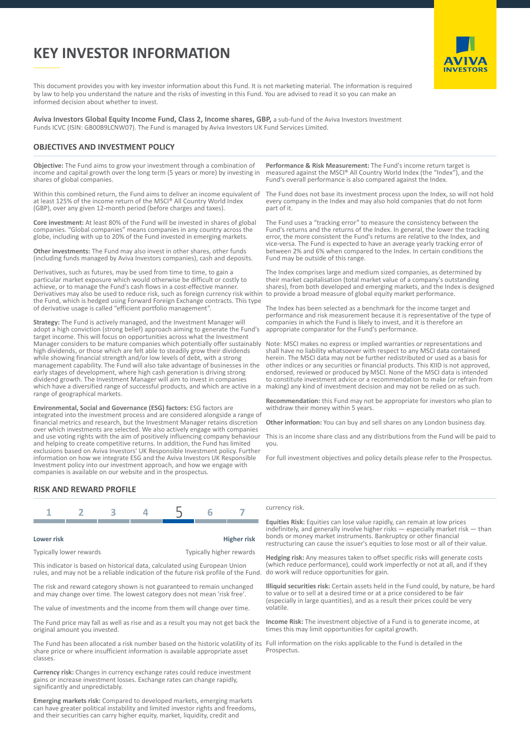# KEY INVESTOR INFORMATION

This document provides you with key investor information about this Fund. It is not marketing material. The information is required by law to help you understand the nature and the risks of investing in this Fund. You are advised to read it so you can make an informed decision about whether to invest.

**Aviva Investors Global Equity Income Fund, Class 2, Income shares, GBP,** a sub-fund of the Aviva Investors Investment Funds ICVC (ISIN: GB00B9LCNW07). The Fund is managed by Aviva Investors UK Fund Services Limited.

## OBJECTIVES AND INVESTMENT POLICY

**Objective:** The Fund aims to grow your investment through a combination of income and capital growth over the long term (5 years or more) by investing in shares of global companies.

Within this combined return, the Fund aims to deliver an income equivalent of at least 125% of the income return of the MSCI® All Country World Index (GBP), over any given 12-month period (before charges and taxes).

**Core investment:** At least 80% of the Fund will be invested in shares of global companies. "Global companies" means companies in any country across the globe, including with up to 20% of the Fund invested in emerging markets.

**Other investments:** The Fund may also invest in other shares, other funds (including funds managed by Aviva Investors companies), cash and deposits.

Derivatives, such as futures, may be used from time to time, to gain a particular market exposure which would otherwise be difficult or costly to achieve, or to manage the Fund's cash flows in a cost-effective manner. Derivatives may also be used to reduce risk, such as foreign currency risk within the Fund, which is hedged using Forward Foreign Exchange contracts. This type of derivative usage is called "efficient portfolio management".

**Strategy:** The Fund is actively managed, and the Investment Manager will adopt a high conviction (strong belief) approach aiming to generate the Fund's target income. This will focus on opportunities across what the Investment Manager considers to be mature companies which potentially offer sustainably high dividends, or those which are felt able to steadily grow their dividends while showing financial strength and/or low levels of debt, with a strong management capability. The Fund will also take advantage of businesses in the early stages of development, where high cash generation is driving strong dividend growth. The Investment Manager will aim to invest in companies which have a diversified range of successful products, and which are active in a range of geographical markets.

**Environmental, Social and Governance (ESG) factors:** ESG factors are integrated into the investment process and are considered alongside a range of financial metrics and research, but the Investment Manager retains discretion over which investments are selected. We also actively engage with companies and use voting rights with the aim of positively influencing company behaviour and helping to create competitive returns. In addition, the Fund has limited exclusions based on Aviva Investors' UK Responsible Investment policy. Further information on how we integrate ESG and the Aviva Investors UK Responsible Investment policy into our investment approach, and how we engage with companies is available on our website and in the prospectus.

**Performance & Risk Measurement:** The Fund's income return target is measured against the MSCI® All Country World Index (the "Index"), and the Fund's overall performance is also compared against the Index.

The Fund does not base its investment process upon the Index, so will not hold every company in the Index and may also hold companies that do not form part of it.

The Fund uses a "tracking error" to measure the consistency between the Fund's returns and the returns of the Index. In general, the lower the tracking error, the more consistent the Fund's returns are relative to the Index, and vice-versa. The Fund is expected to have an average yearly tracking error of between 2% and 6% when compared to the Index. In certain conditions the Fund may be outside of this range.

The Index comprises large and medium sized companies, as determined by their market capitalisation (total market value of a company's outstanding shares), from both developed and emerging markets, and the Index is designed to provide a broad measure of global equity market performance.

The Index has been selected as a benchmark for the income target and performance and risk measurement because it is representative of the type of companies in which the Fund is likely to invest, and it is therefore an appropriate comparator for the Fund's performance.

Note: MSCI makes no express or implied warranties or representations and shall have no liability whatsoever with respect to any MSCI data contained herein. The MSCI data may not be further redistributed or used as a basis for other indices or any securities or financial products. This KIID is not approved, endorsed, reviewed or produced by MSCI. None of the MSCI data is intended to constitute investment advice or a recommendation to make (or refrain from making) any kind of investment decision and may not be relied on as such.

**Recommendation:** this Fund may not be appropriate for investors who plan to withdraw their money within 5 years.

**Other information:** You can buy and sell shares on any London business day.

This is an income share class and any distributions from the Fund will be paid to you.

For full investment objectives and policy details please refer to the Prospectus.

## RISK AND REWARD PROFILE

| 1 | 2 | 3 | 4 | **5** | 6 | 7 |
|---|---|---|---|---|---|---|

**Lower risk** — **Higher risk**

Typically lower rewards — Typically higher rewards

This indicator is based on historical data, calculated using European Union rules, and may not be a reliable indication of the future risk profile of the Fund.

The risk and reward category shown is not guaranteed to remain unchanged and may change over time. The lowest category does not mean 'risk free'.

The value of investments and the income from them will change over time.

The Fund price may fall as well as rise and as a result you may not get back the original amount you invested.

The Fund has been allocated a risk number based on the historic volatility of its share price or where insufficient information is available appropriate asset classes.

**Currency risk:** Changes in currency exchange rates could reduce investment gains or increase investment losses. Exchange rates can change rapidly, significantly and unpredictably.

**Emerging markets risk:** Compared to developed markets, emerging markets can have greater political instability and limited investor rights and freedoms, and their securities can carry higher equity, market, liquidity, credit and currency risk.

**Equities Risk:** Equities can lose value rapidly, can remain at low prices indefinitely, and generally involve higher risks — especially market risk — than bonds or money market instruments. Bankruptcy or other financial restructuring can cause the issuer's equities to lose most or all of their value.

**Hedging risk:** Any measures taken to offset specific risks will generate costs (which reduce performance), could work imperfectly or not at all, and if they do work will reduce opportunities for gain.

**Illiquid securities risk:** Certain assets held in the Fund could, by nature, be hard to value or to sell at a desired time or at a price considered to be fair (especially in large quantities), and as a result their prices could be very volatile.

**Income Risk:** The investment objective of a Fund is to generate income, at times this may limit opportunities for capital growth.

Full information on the risks applicable to the Fund is detailed in the Prospectus.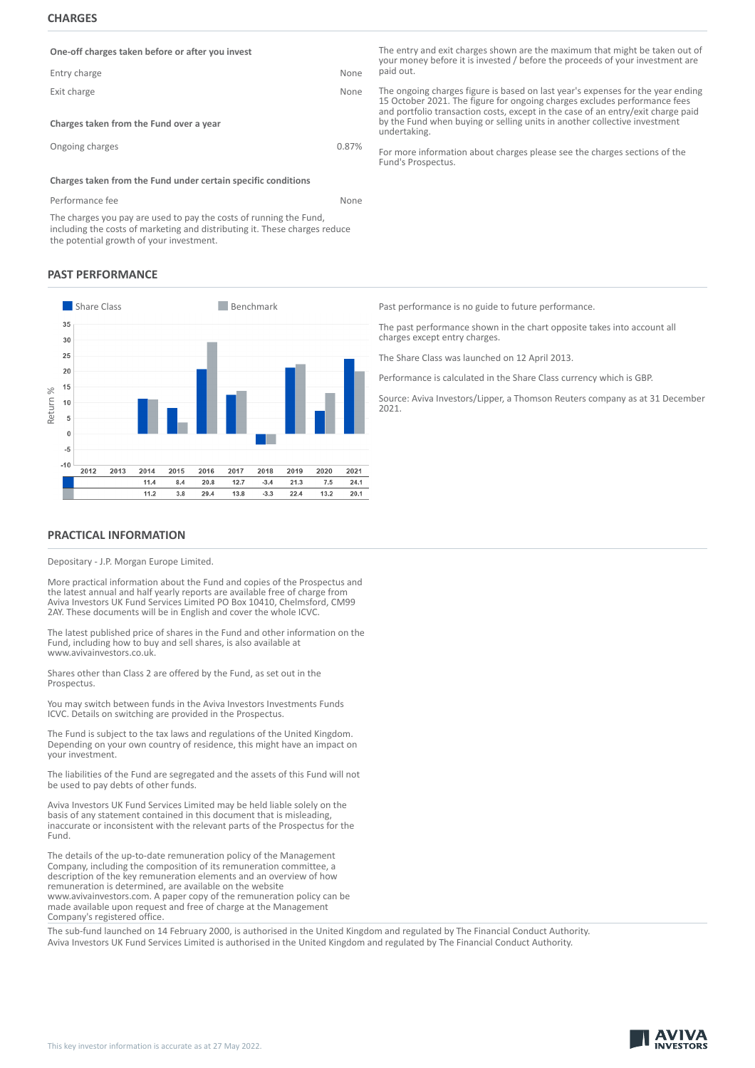## CHARGES

| One-off charges taken before or after you invest | |
|---|---|
| Entry charge | None |
| Exit charge | None |
| **Charges taken from the Fund over a year** | |
| Ongoing charges | 0.87% |
| **Charges taken from the Fund under certain specific conditions** | |
| Performance fee | None |

The charges you pay are used to pay the costs of running the Fund, including the costs of marketing and distributing it. These charges reduce the potential growth of your investment.

The entry and exit charges shown are the maximum that might be taken out of your money before it is invested / before the proceeds of your investment are paid out.

The ongoing charges figure is based on last year's expenses for the year ending 15 October 2021. The figure for ongoing charges excludes performance fees and portfolio transaction costs, except in the case of an entry/exit charge paid by the Fund when buying or selling units in another collective investment undertaking.

For more information about charges please see the charges sections of the Fund's Prospectus.

## PAST PERFORMANCE

Share Class
Benchmark

Return %

35
30
25
20
15
10
5
0
-5
-10

2012 2013 2014 2015 2016 2017 2018 2019 2020 2021

11.4 8.4 20.8 12.7 -3.4 21.3 7.5 24.1

11.2 3.8 29.4 13.8 -3.3 22.4 13.2 20.1

Past performance is no guide to future performance.

The past performance shown in the chart opposite takes into account all charges except entry charges.

The Share Class was launched on 12 April 2013.

Performance is calculated in the Share Class currency which is GBP.

Source: Aviva Investors/Lipper, a Thomson Reuters company as at 31 December 2021.

## PRACTICAL INFORMATION

Depositary - J.P. Morgan Europe Limited.

More practical information about the Fund and copies of the Prospectus and the latest annual and half yearly reports are available free of charge from Aviva Investors UK Fund Services Limited PO Box 10410, Chelmsford, CM99 2AY. These documents will be in English and cover the whole ICVC.

The latest published price of shares in the Fund and other information on the Fund, including how to buy and sell shares, is also available at www.avivainvestors.co.uk.

Shares other than Class 2 are offered by the Fund, as set out in the Prospectus.

You may switch between funds in the Aviva Investors Investments Funds ICVC. Details on switching are provided in the Prospectus.

The Fund is subject to the tax laws and regulations of the United Kingdom. Depending on your own country of residence, this might have an impact on your investment.

The liabilities of the Fund are segregated and the assets of this Fund will not be used to pay debts of other funds.

Aviva Investors UK Fund Services Limited may be held liable solely on the basis of any statement contained in this document that is misleading, inaccurate or inconsistent with the relevant parts of the Prospectus for the Fund.

The details of the up-to-date remuneration policy of the Management Company, including the composition of its remuneration committee, a description of the key remuneration elements and an overview of how remuneration is determined, are available on the website www.avivainvestors.com. A paper copy of the remuneration policy can be made available upon request and free of charge at the Management Company's registered office.

The sub-fund launched on 14 February 2000, is authorised in the United Kingdom and regulated by The Financial Conduct Authority.
Aviva Investors UK Fund Services Limited is authorised in the United Kingdom and regulated by The Financial Conduct Authority.

This key investor information is accurate as at 27 May 2022.